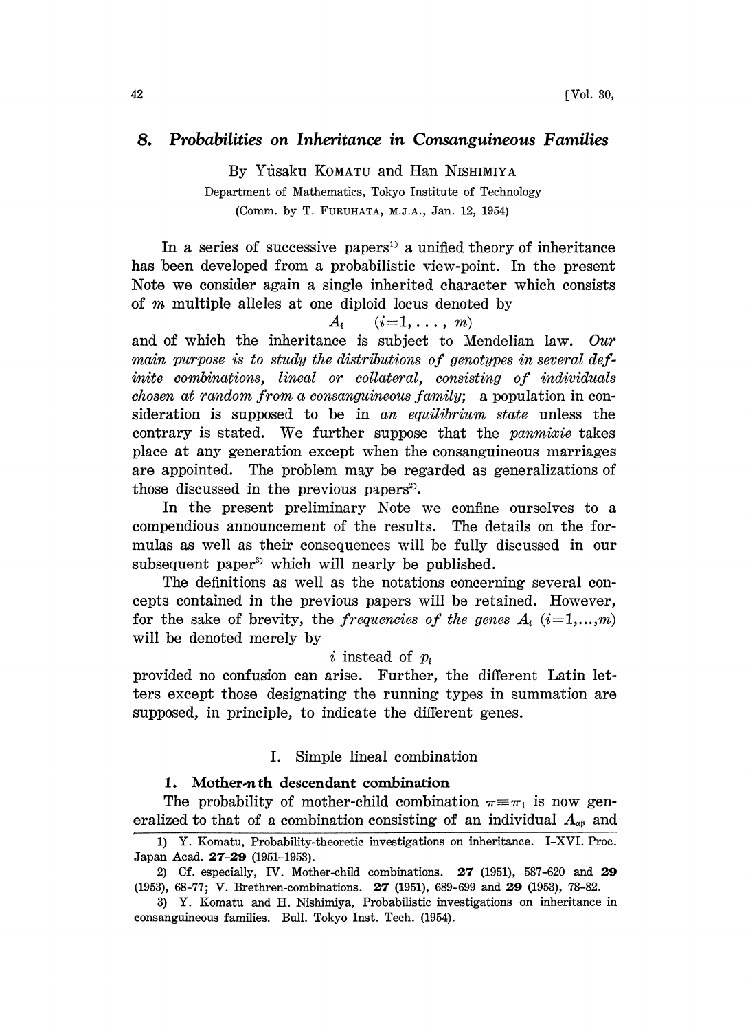## 8. *Probabilities on Inheritance in Consanguineous Families*

By Yûsaku Komatu and Han Nishimiya

Department of Mathematics, Tokyo Institute of Technology

(Comm. by T. Furuhata, M.J.A., Jan. 12, 1954)

In a series of successive papers[1] a unified theory of inheritance has been developed from a probabilistic view-point. In the present Note we consider again a single inherited character which consists of $m$ multiple alleles at one diploid locus denoted by

$$A_i \quad (i=1, \dots, m)$$

and of which the inheritance is subject to Mendelian law. *Our main purpose is to study the distributions of genotypes in several definite combinations, lineal or collateral, consisting of individuals chosen at random from a consanguineous family*; a population in consideration is supposed to be in *an equilibrium state* unless the contrary is stated. We further suppose that the *panmixie* takes place at any generation except when the consanguineous marriages are appointed. The problem may be regarded as generalizations of those discussed in the previous papers[2].

In the present preliminary Note we confine ourselves to a compendious announcement of the results. The details on the formulas as well as their consequences will be fully discussed in our subsequent paper[3] which will nearly be published.

The definitions as well as the notations concerning several concepts contained in the previous papers will be retained. However, for the sake of brevity, the *frequencies of the genes* $A_i$ $(i=1,\dots,m)$ will be denoted merely by

$$i \text{ instead of } p_i$$

provided no confusion can arise. Further, the different Latin letters except those designating the running types in summation are supposed, in principle, to indicate the different genes.

### I. Simple lineal combination

#### 1. Mother-$n$th descendant combination

The probability of mother-child combination $\pi \equiv \pi_1$ is now generalized to that of a combination consisting of an individual $A_{\alpha\beta}$ and

---

1) Y. Komatu, Probability-theoretic investigations on inheritance. I–XVI. Proc. Japan Acad. **27–29** (1951–1953).

2) Cf. especially, IV. Mother-child combinations. **27** (1951), 587–620 and **29** (1953), 68–77; V. Brethren-combinations. **27** (1951), 689–699 and **29** (1953), 78–82.

3) Y. Komatu and H. Nishimiya, Probabilistic investigations on inheritance in consanguineous families. Bull. Tokyo Inst. Tech. (1954).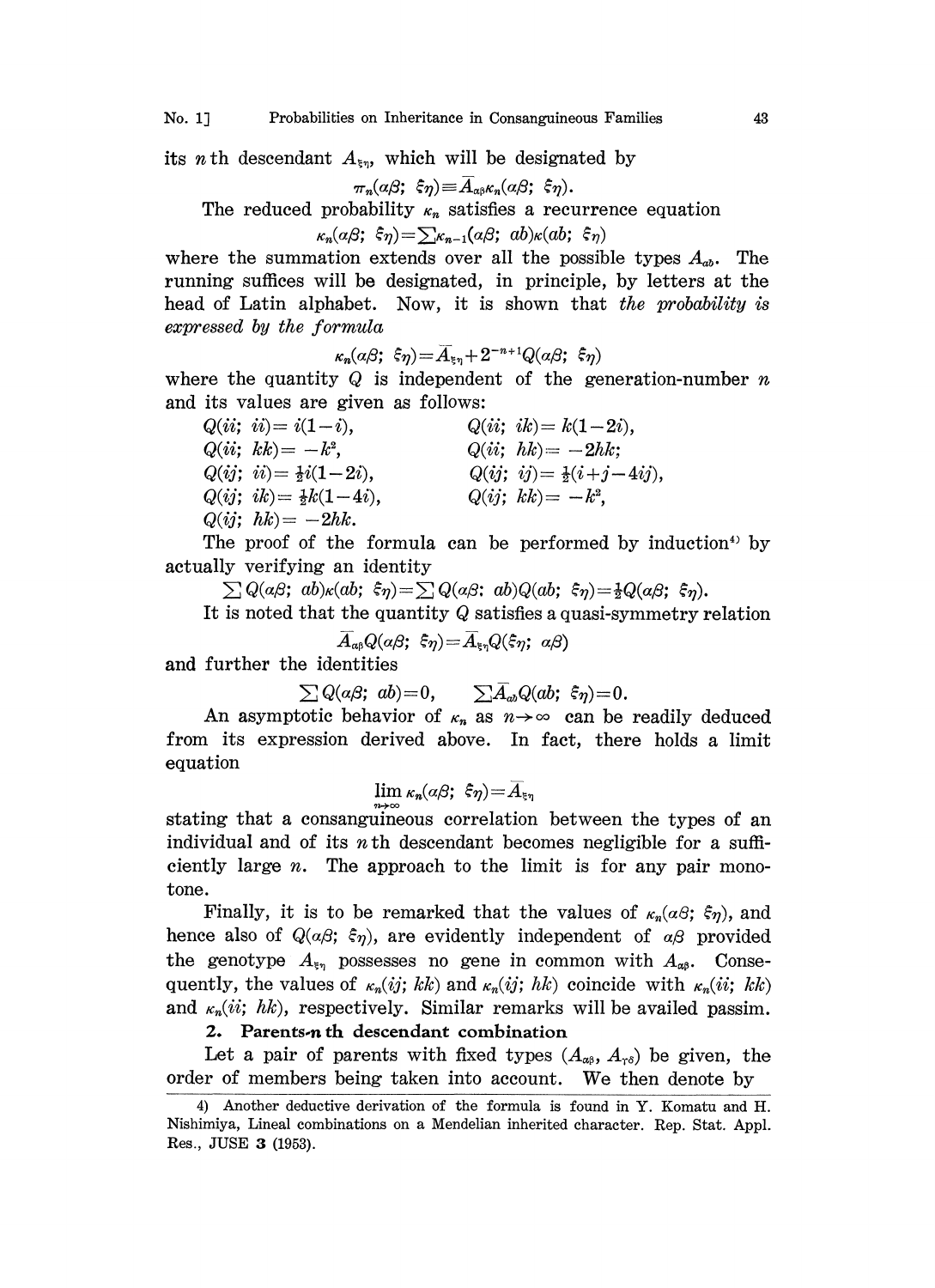its $n$ th descendant $A_{\xi\eta}$, which will be designated by

$$\pi_n(\alpha\beta;\ \xi\eta) \equiv \bar{A}_{\alpha\beta}\kappa_n(\alpha\beta;\ \xi\eta).$$

The reduced probability $\kappa_n$ satisfies a recurrence equation

$$\kappa_n(\alpha\beta;\ \xi\eta) = \sum \kappa_{n-1}(\alpha\beta;\ ab)\kappa(ab;\ \xi\eta)$$

where the summation extends over all the possible types $A_{ab}$. The running suffices will be designated, in principle, by letters at the head of Latin alphabet. Now, it is shown that *the probability is expressed by the formula*

$$\kappa_n(\alpha\beta;\ \xi\eta) = \bar{A}_{\xi\eta} + 2^{-n+1}Q(\alpha\beta;\ \xi\eta)$$

where the quantity $Q$ is independent of the generation-number $n$ and its values are given as follows:

$$
\begin{aligned}
&Q(ii;\ ii) = i(1-i), && Q(ii;\ ik) = k(1-2i),\\
&Q(ii;\ kk) = -k^2, && Q(ii;\ hk) = -2hk;\\
&Q(ij;\ ii) = \tfrac{1}{2}i(1-2i), && Q(ij;\ ij) = \tfrac{1}{2}(i+j-4ij),\\
&Q(ij;\ ik) = \tfrac{1}{2}k(1-4i), && Q(ij;\ kk) = -k^2,\\
&Q(ij;\ hk) = -2hk.
\end{aligned}
$$

The proof of the formula can be performed by induction[4] by actually verifying an identity

$$\sum Q(\alpha\beta;\ ab)\kappa(ab;\ \xi\eta) = \sum Q(\alpha\beta;\ ab)Q(ab;\ \xi\eta) = \tfrac{1}{2}Q(\alpha\beta;\ \xi\eta).$$

It is noted that the quantity $Q$ satisfies a quasi-symmetry relation

$$\bar{A}_{\alpha\beta}Q(\alpha\beta;\ \xi\eta) = \bar{A}_{\xi\eta}Q(\xi\eta;\ \alpha\beta)$$

and further the identities

$$\sum Q(\alpha\beta;\ ab) = 0, \qquad \sum \bar{A}_{ab}Q(ab;\ \xi\eta) = 0.$$

An asymptotic behavior of $\kappa_n$ as $n \to \infty$ can be readily deduced from its expression derived above. In fact, there holds a limit equation

$$\lim_{n\to\infty} \kappa_n(\alpha\beta;\ \xi\eta) = \bar{A}_{\xi\eta}$$

stating that a consanguineous correlation between the types of an individual and of its $n$th descendant becomes negligible for a sufficiently large $n$. The approach to the limit is for any pair monotone.

Finally, it is to be remarked that the values of $\kappa_n(\alpha\beta;\ \xi\eta)$, and hence also of $Q(\alpha\beta;\ \xi\eta)$, are evidently independent of $\alpha\beta$ provided the genotype $A_{\xi\eta}$ possesses no gene in common with $A_{\alpha\beta}$. Consequently, the values of $\kappa_n(ij;\ kk)$ and $\kappa_n(ij;\ hk)$ coincide with $\kappa_n(ii;\ kk)$ and $\kappa_n(ii;\ hk)$, respectively. Similar remarks will be availed passim.

## 2. Parents-$n$ th descendant combination

Let a pair of parents with fixed types $(A_{\alpha\beta},\ A_{\gamma\delta})$ be given, the order of members being taken into account. We then denote by

---

4) Another deductive derivation of the formula is found in Y. Komatu and H. Nishimiya, Lineal combinations on a Mendelian inherited character. Rep. Stat. Appl. Res., JUSE **3** (1953).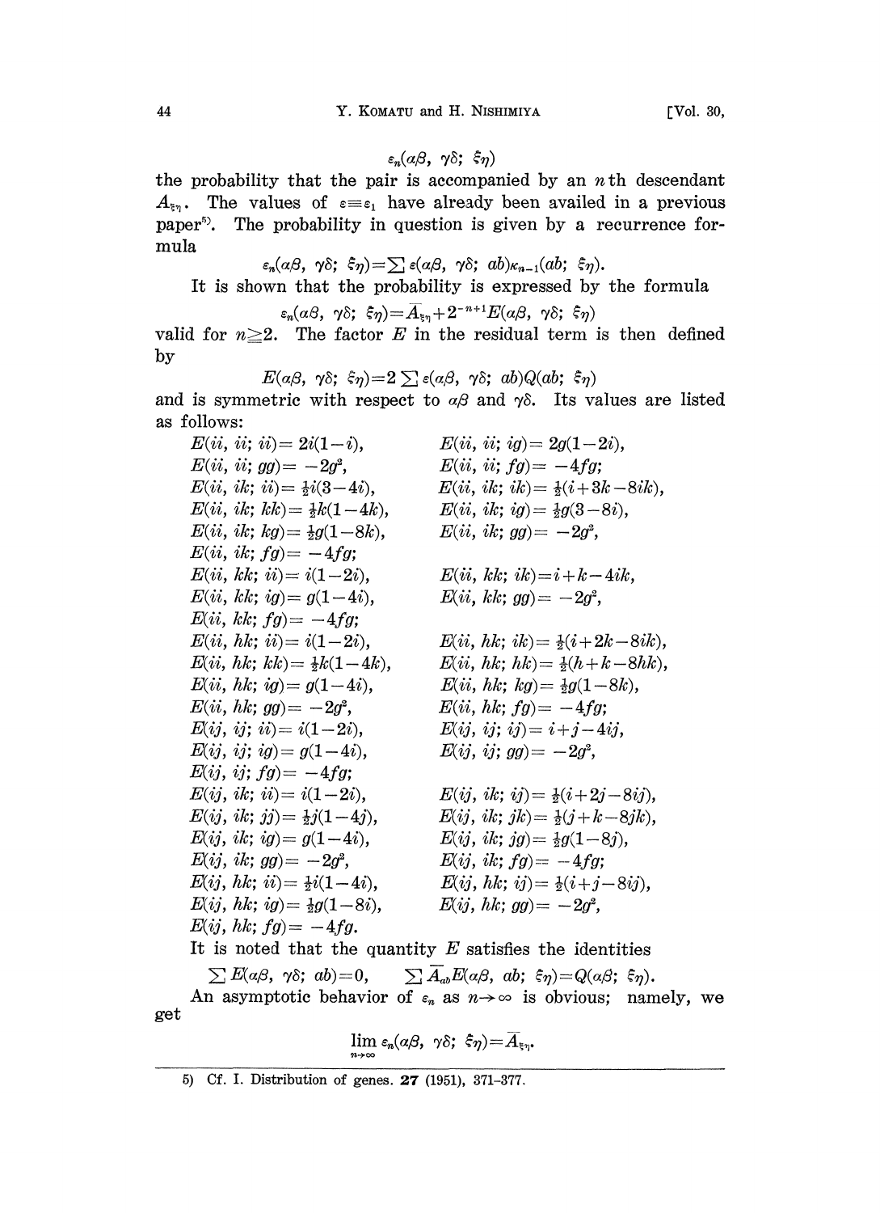$$\varepsilon_n(\alpha\beta,\ \gamma\delta;\ \xi\eta)$$

the probability that the pair is accompanied by an $n$th descendant $A_{\xi\eta}$. The values of $\varepsilon \equiv \varepsilon_1$ have already been availed in a previous paper[5]. The probability in question is given by a recurrence formula

$$\varepsilon_n(\alpha\beta,\ \gamma\delta;\ \xi\eta) = \sum \varepsilon(\alpha\beta,\ \gamma\delta;\ ab)\kappa_{n-1}(ab;\ \xi\eta).$$

It is shown that the probability is expressed by the formula

$$\varepsilon_n(\alpha\beta,\ \gamma\delta;\ \xi\eta) = \bar{A}_{\xi\eta} + 2^{-n+1}E(\alpha\beta,\ \gamma\delta;\ \xi\eta)$$

valid for $n \geqq 2$. The factor $E$ in the residual term is then defined by

$$E(\alpha\beta,\ \gamma\delta;\ \xi\eta) = 2\sum \varepsilon(\alpha\beta,\ \gamma\delta;\ ab)Q(ab;\ \xi\eta)$$

and is symmetric with respect to $\alpha\beta$ and $\gamma\delta$. Its values are listed as follows:

$E(ii,\ ii;\ ii) = 2i(1-i)$, $\quad E(ii,\ ii;\ ig) = 2g(1-2i)$,
$E(ii,\ ii;\ gg) = -2g^2$, $\quad E(ii,\ ii;\ fg) = -4fg$;
$E(ii,\ ik;\ ii) = \frac{1}{2}i(3-4i)$, $\quad E(ii,\ ik;\ ik) = \frac{1}{2}(i+3k-8ik)$,
$E(ii,\ ik;\ kk) = \frac{1}{2}k(1-4k)$, $\quad E(ii,\ ik;\ ig) = \frac{1}{2}g(3-8i)$,
$E(ii,\ ik;\ kg) = \frac{1}{2}g(1-8k)$, $\quad E(ii,\ ik;\ gg) = -2g^2$,
$E(ii,\ ik;\ fg) = -4fg$;
$E(ii,\ kk;\ ii) = i(1-2i)$, $\quad E(ii,\ kk;\ ik) = i+k-4ik$,
$E(ii,\ kk;\ ig) = g(1-4i)$, $\quad E(ii,\ kk;\ gg) = -2g^2$,
$E(ii,\ kk;\ fg) = -4fg$;
$E(ii,\ hk;\ ii) = i(1-2i)$, $\quad E(ii,\ hk;\ ik) = \frac{1}{2}(i+2k-8ik)$,
$E(ii,\ hk;\ kk) = \frac{1}{2}k(1-4k)$, $\quad E(ii,\ hk;\ hk) = \frac{1}{2}(h+k-8hk)$,
$E(ii,\ hk;\ ig) = g(1-4i)$, $\quad E(ii,\ hk;\ kg) = \frac{1}{2}g(1-8k)$,
$E(ii,\ hk;\ gg) = -2g^2$, $\quad E(ii,\ hk;\ fg) = -4fg$;
$E(ij,\ ij;\ ii) = i(1-2i)$, $\quad E(ij,\ ij;\ ij) = i+j-4ij$,
$E(ij,\ ij;\ ig) = g(1-4i)$, $\quad E(ij,\ ij;\ gg) = -2g^2$,
$E(ij,\ ij;\ fg) = -4fg$;
$E(ij,\ ik;\ ii) = i(1-2i)$, $\quad E(ij,\ ik;\ ij) = \frac{1}{2}(i+2j-8ij)$,
$E(ij,\ ik;\ jj) = \frac{1}{2}j(1-4j)$, $\quad E(ij,\ ik;\ jk) = \frac{1}{2}(j+k-8jk)$,
$E(ij,\ ik;\ ig) = g(1-4i)$, $\quad E(ij,\ ik;\ jg) = \frac{1}{2}g(1-8j)$,
$E(ij,\ ik;\ gg) = -2g^2$, $\quad E(ij,\ ik;\ fg) = -4fg$;
$E(ij,\ hk;\ ii) = \frac{1}{2}i(1-4i)$, $\quad E(ij,\ hk;\ ij) = \frac{1}{2}(i+j-8ij)$,
$E(ij,\ hk;\ ig) = \frac{1}{2}g(1-8i)$, $\quad E(ij,\ hk;\ gg) = -2g^2$,
$E(ij,\ hk;\ fg) = -4fg$.

It is noted that the quantity $E$ satisfies the identities

$$\sum E(\alpha\beta,\ \gamma\delta;\ ab) = 0, \qquad \sum \bar{A}_{ab}E(\alpha\beta,\ ab;\ \xi\eta) = Q(\alpha\beta;\ \xi\eta).$$

An asymptotic behavior of $\varepsilon_n$ as $n \to \infty$ is obvious; namely, we get

$$\lim_{n\to\infty} \varepsilon_n(\alpha\beta,\ \gamma\delta;\ \xi\eta) = \bar{A}_{\xi\eta}.$$

---

5) Cf. I. Distribution of genes. **27** (1951), 371–377.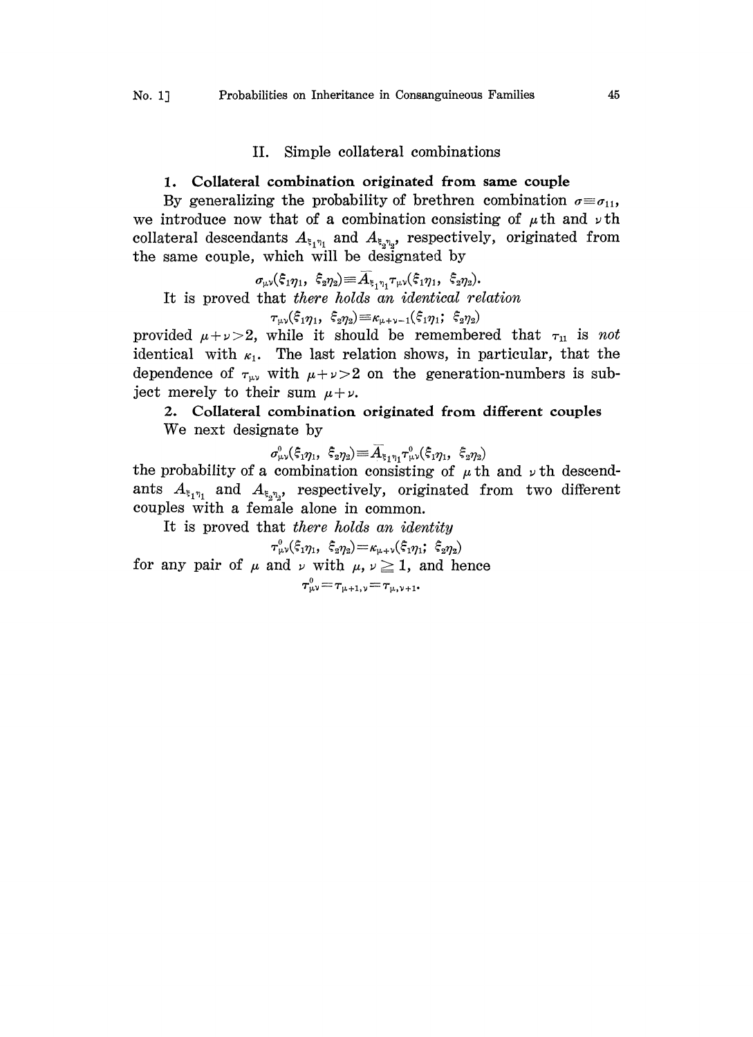## II. Simple collateral combinations

### 1. Collateral combination originated from same couple

By generalizing the probability of brethren combination $\sigma \equiv \sigma_{11}$, we introduce now that of a combination consisting of $\mu$th and $\nu$th collateral descendants $A_{\xi_1\eta_1}$ and $A_{\xi_2\eta_2}$, respectively, originated from the same couple, which will be designated by

$$\sigma_{\mu\nu}(\xi_1\eta_1,\ \xi_2\eta_2) \equiv \overline{A}_{\xi_1\eta_1}\tau_{\mu\nu}(\xi_1\eta_1,\ \xi_2\eta_2).$$

It is proved that *there holds an identical relation*

$$\tau_{\mu\nu}(\xi_1\eta_1,\ \xi_2\eta_2) \equiv \kappa_{\mu+\nu-1}(\xi_1\eta_1;\ \xi_2\eta_2)$$

provided $\mu+\nu>2$, while it should be remembered that $\tau_{11}$ is *not* identical with $\kappa_1$. The last relation shows, in particular, that the dependence of $\tau_{\mu\nu}$ with $\mu+\nu>2$ on the generation-numbers is subject merely to their sum $\mu+\nu$.

### 2. Collateral combination originated from different couples

We next designate by

$$\sigma^0_{\mu\nu}(\xi_1\eta_1,\ \xi_2\eta_2) \equiv \overline{A}_{\xi_1\eta_1}\tau^0_{\mu\nu}(\xi_1\eta_1,\ \xi_2\eta_2)$$

the probability of a combination consisting of $\mu$th and $\nu$th descendants $A_{\xi_1\eta_1}$ and $A_{\xi_2\eta_2}$, respectively, originated from two different couples with a female alone in common.

It is proved that *there holds an identity*

$$\tau^0_{\mu\nu}(\xi_1\eta_1,\ \xi_2\eta_2) = \kappa_{\mu+\nu}(\xi_1\eta_1;\ \xi_2\eta_2)$$

for any pair of $\mu$ and $\nu$ with $\mu, \nu \geqq 1$, and hence

$$\tau^0_{\mu\nu} = \tau_{\mu+1,\nu} = \tau_{\mu,\nu+1}.$$